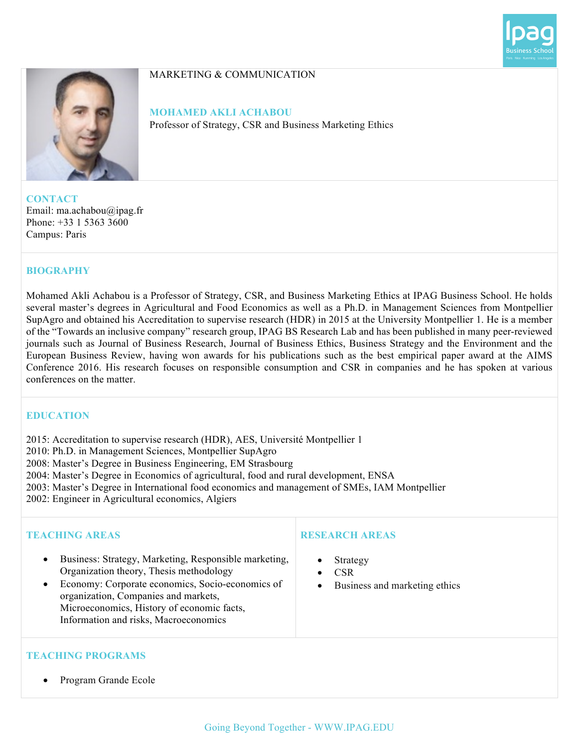MARKETING & COMMUNICATION

## MOHAMED AKLI ACHABOU

Professor of Strategy, CSR and Business Marketing Ethics

### CONTACT

Email: ma.achabou@ipag.fr
Phone: +33 1 5363 3600
Campus: Paris

### BIOGRAPHY

Mohamed Akli Achabou is a Professor of Strategy, CSR, and Business Marketing Ethics at IPAG Business School. He holds several master's degrees in Agricultural and Food Economics as well as a Ph.D. in Management Sciences from Montpellier SupAgro and obtained his Accreditation to supervise research (HDR) in 2015 at the University Montpellier 1. He is a member of the "Towards an inclusive company" research group, IPAG BS Research Lab and has been published in many peer-reviewed journals such as Journal of Business Research, Journal of Business Ethics, Business Strategy and the Environment and the European Business Review, having won awards for his publications such as the best empirical paper award at the AIMS Conference 2016. His research focuses on responsible consumption and CSR in companies and he has spoken at various conferences on the matter.

### EDUCATION

2015: Accreditation to supervise research (HDR), AES, Université Montpellier 1
2010: Ph.D. in Management Sciences, Montpellier SupAgro
2008: Master's Degree in Business Engineering, EM Strasbourg
2004: Master's Degree in Economics of agricultural, food and rural development, ENSA
2003: Master's Degree in International food economics and management of SMEs, IAM Montpellier
2002: Engineer in Agricultural economics, Algiers

### TEACHING AREAS

- Business: Strategy, Marketing, Responsible marketing, Organization theory, Thesis methodology
- Economy: Corporate economics, Socio-economics of organization, Companies and markets, Microeconomics, History of economic facts, Information and risks, Macroeconomics

### RESEARCH AREAS

- Strategy
- CSR
- Business and marketing ethics

### TEACHING PROGRAMS

- Program Grande Ecole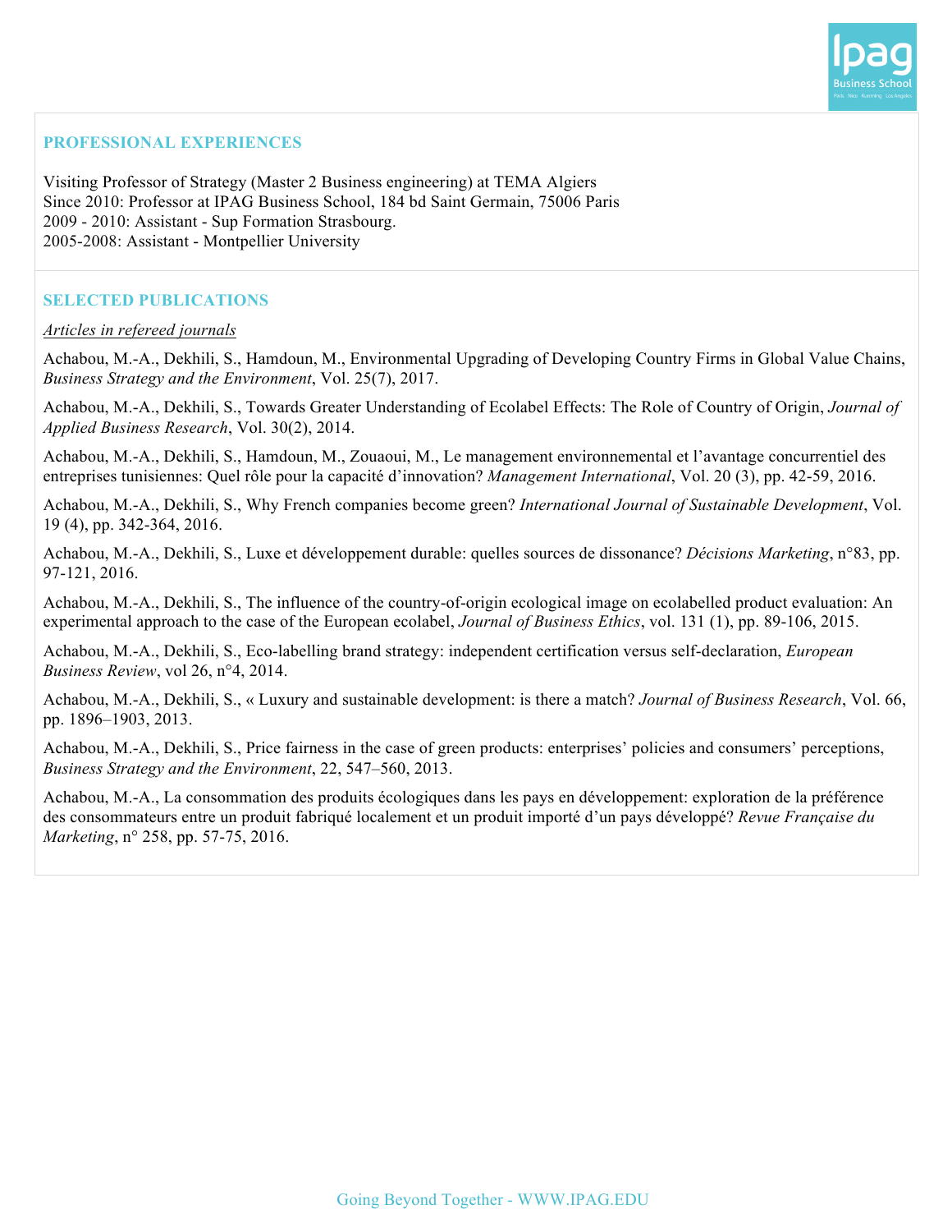## PROFESSIONAL EXPERIENCES

Visiting Professor of Strategy (Master 2 Business engineering) at TEMA Algiers
Since 2010: Professor at IPAG Business School, 184 bd Saint Germain, 75006 Paris
2009 - 2010: Assistant - Sup Formation Strasbourg.
2005-2008: Assistant - Montpellier University

## SELECTED PUBLICATIONS

<u>*Articles in refereed journals*</u>

Achabou, M.-A., Dekhili, S., Hamdoun, M., Environmental Upgrading of Developing Country Firms in Global Value Chains, *Business Strategy and the Environment*, Vol. 25(7), 2017.

Achabou, M.-A., Dekhili, S., Towards Greater Understanding of Ecolabel Effects: The Role of Country of Origin, *Journal of Applied Business Research*, Vol. 30(2), 2014.

Achabou, M.-A., Dekhili, S., Hamdoun, M., Zouaoui, M., Le management environnemental et l'avantage concurrentiel des entreprises tunisiennes: Quel rôle pour la capacité d'innovation? *Management International*, Vol. 20 (3), pp. 42-59, 2016.

Achabou, M.-A., Dekhili, S., Why French companies become green? *International Journal of Sustainable Development*, Vol. 19 (4), pp. 342-364, 2016.

Achabou, M.-A., Dekhili, S., Luxe et développement durable: quelles sources de dissonance? *Décisions Marketing*, n°83, pp. 97-121, 2016.

Achabou, M.-A., Dekhili, S., The influence of the country-of-origin ecological image on ecolabelled product evaluation: An experimental approach to the case of the European ecolabel, *Journal of Business Ethics*, vol. 131 (1), pp. 89-106, 2015.

Achabou, M.-A., Dekhili, S., Eco-labelling brand strategy: independent certification versus self-declaration, *European Business Review*, vol 26, n°4, 2014.

Achabou, M.-A., Dekhili, S., « Luxury and sustainable development: is there a match? *Journal of Business Research*, Vol. 66, pp. 1896–1903, 2013.

Achabou, M.-A., Dekhili, S., Price fairness in the case of green products: enterprises' policies and consumers' perceptions, *Business Strategy and the Environment*, 22, 547–560, 2013.

Achabou, M.-A., La consommation des produits écologiques dans les pays en développement: exploration de la préférence des consommateurs entre un produit fabriqué localement et un produit importé d'un pays développé? *Revue Française du Marketing*, n° 258, pp. 57-75, 2016.